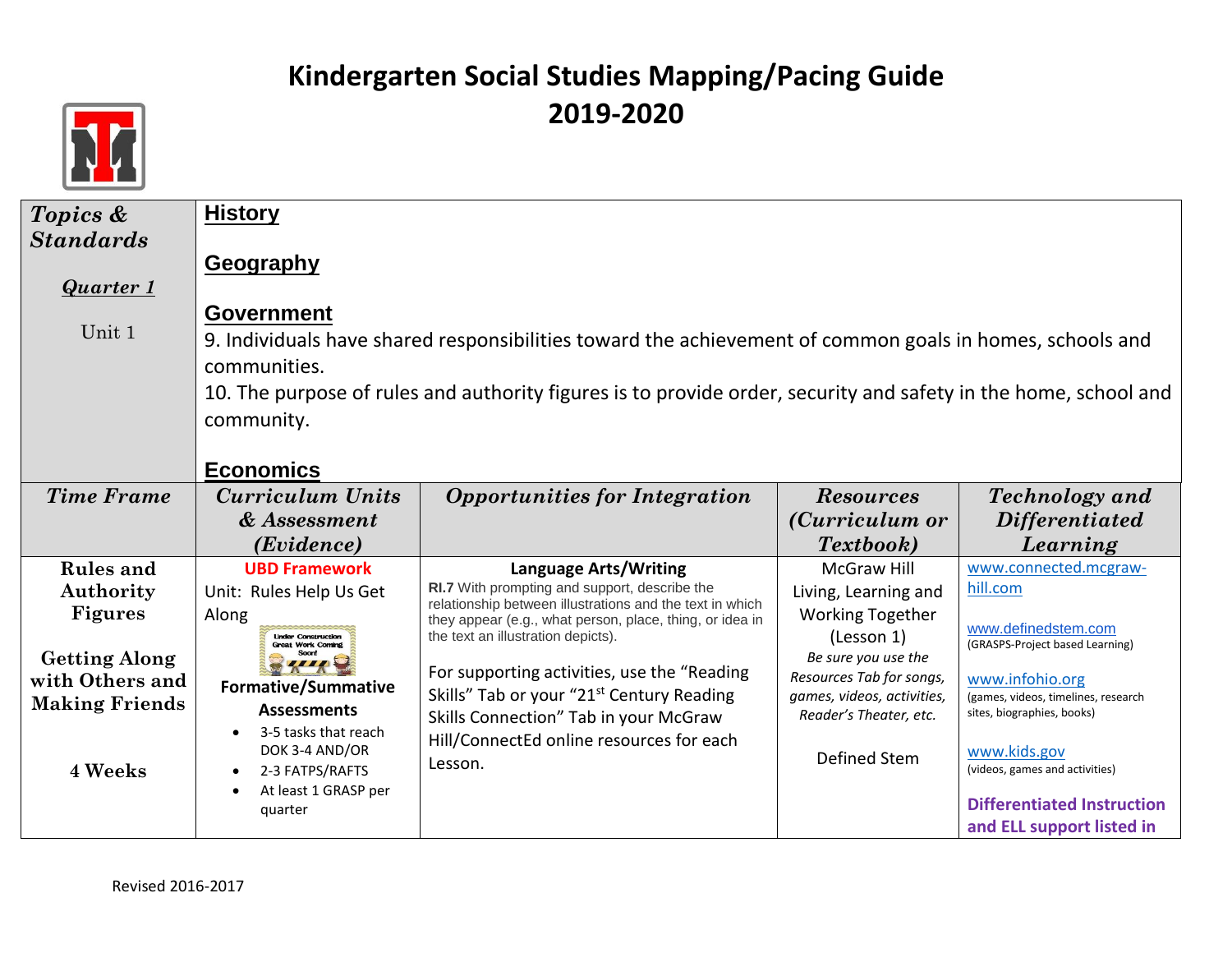# Kindergarten Social Studies Mapping/Pacing Guide
## 2019-2020

| *Topics & Standards*<br><br>***Quarter 1***<br><br>Unit 1 | **History**<br><br>**Geography**<br><br>**Government**<br>9. Individuals have shared responsibilities toward the achievement of common goals in homes, schools and communities.<br>10. The purpose of rules and authority figures is to provide order, security and safety in the home, school and community.<br><br>**Economics** | | | |
|---|---|---|---|---|
| ***Time Frame*** | ***Curriculum Units & Assessment (Evidence)*** | ***Opportunities for Integration*** | ***Resources (Curriculum or Textbook)*** | ***Technology and Differentiated Learning*** |
| **Rules and Authority Figures**<br><br>**Getting Along with Others and Making Friends**<br><br>**4 Weeks** | **UBD Framework**<br>Unit: Rules Help Us Get Along<br><br>**Formative/Summative Assessments**<br>• 3-5 tasks that reach DOK 3-4 AND/OR<br>• 2-3 FATPS/RAFTS<br>• At least 1 GRASP per quarter | **Language Arts/Writing**<br>**RI.7** With prompting and support, describe the relationship between illustrations and the text in which they appear (e.g., what person, place, thing, or idea in the text an illustration depicts).<br><br>For supporting activities, use the "Reading Skills" Tab or your "21st Century Reading Skills Connection" Tab in your McGraw Hill/ConnectEd online resources for each Lesson. | McGraw Hill Living, Learning and Working Together (Lesson 1)<br>*Be sure you use the Resources Tab for songs, games, videos, activities, Reader's Theater, etc.*<br><br>Defined Stem | www.connected.mcgraw-hill.com<br><br>www.definedstem.com<br>(GRASPS-Project based Learning)<br><br>www.infohio.org<br>(games, videos, timelines, research sites, biographies, books)<br><br>www.kids.gov<br>(videos, games and activities)<br><br>**Differentiated Instruction and ELL support listed in** |

Revised 2016-2017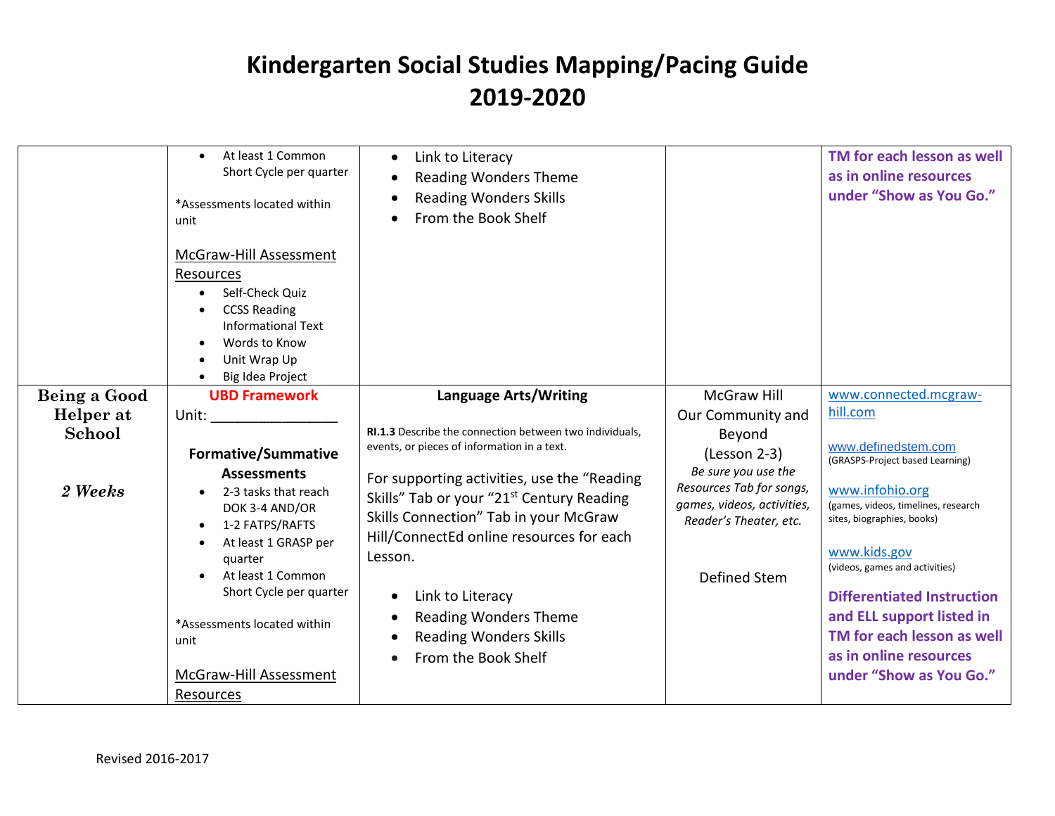# Kindergarten Social Studies Mapping/Pacing Guide
# 2019-2020

| | | | | |
|---|---|---|---|---|
| | • At least 1 Common Short Cycle per quarter<br><br>*Assessments located within unit<br><br>McGraw-Hill Assessment Resources<br>• Self-Check Quiz<br>• CCSS Reading Informational Text<br>• Words to Know<br>• Unit Wrap Up<br>• Big Idea Project | • Link to Literacy<br>• Reading Wonders Theme<br>• Reading Wonders Skills<br>• From the Book Shelf | | **TM for each lesson as well as in online resources under "Show as You Go."** |
| **Being a Good Helper at School**<br><br>***2 Weeks*** | **UBD Framework**<br>Unit: ________________<br><br>**Formative/Summative Assessments**<br>• 2-3 tasks that reach DOK 3-4 AND/OR<br>• 1-2 FATPS/RAFTS<br>• At least 1 GRASP per quarter<br>• At least 1 Common Short Cycle per quarter<br><br>*Assessments located within unit<br><br>McGraw-Hill Assessment Resources | **Language Arts/Writing**<br><br>**RI.1.3** Describe the connection between two individuals, events, or pieces of information in a text.<br><br>For supporting activities, use the "Reading Skills" Tab or your "21st Century Reading Skills Connection" Tab in your McGraw Hill/ConnectEd online resources for each Lesson.<br><br>• Link to Literacy<br>• Reading Wonders Theme<br>• Reading Wonders Skills<br>• From the Book Shelf | McGraw Hill Our Community and Beyond (Lesson 2-3)<br>*Be sure you use the Resources Tab for songs, games, videos, activities, Reader's Theater, etc.*<br><br>Defined Stem | www.connected.mcgraw-hill.com<br><br>www.definedstem.com (GRASPS-Project based Learning)<br><br>www.infohio.org (games, videos, timelines, research sites, biographies, books)<br><br>www.kids.gov (videos, games and activities)<br><br>**Differentiated Instruction and ELL support listed in TM for each lesson as well as in online resources under "Show as You Go."** |

Revised 2016-2017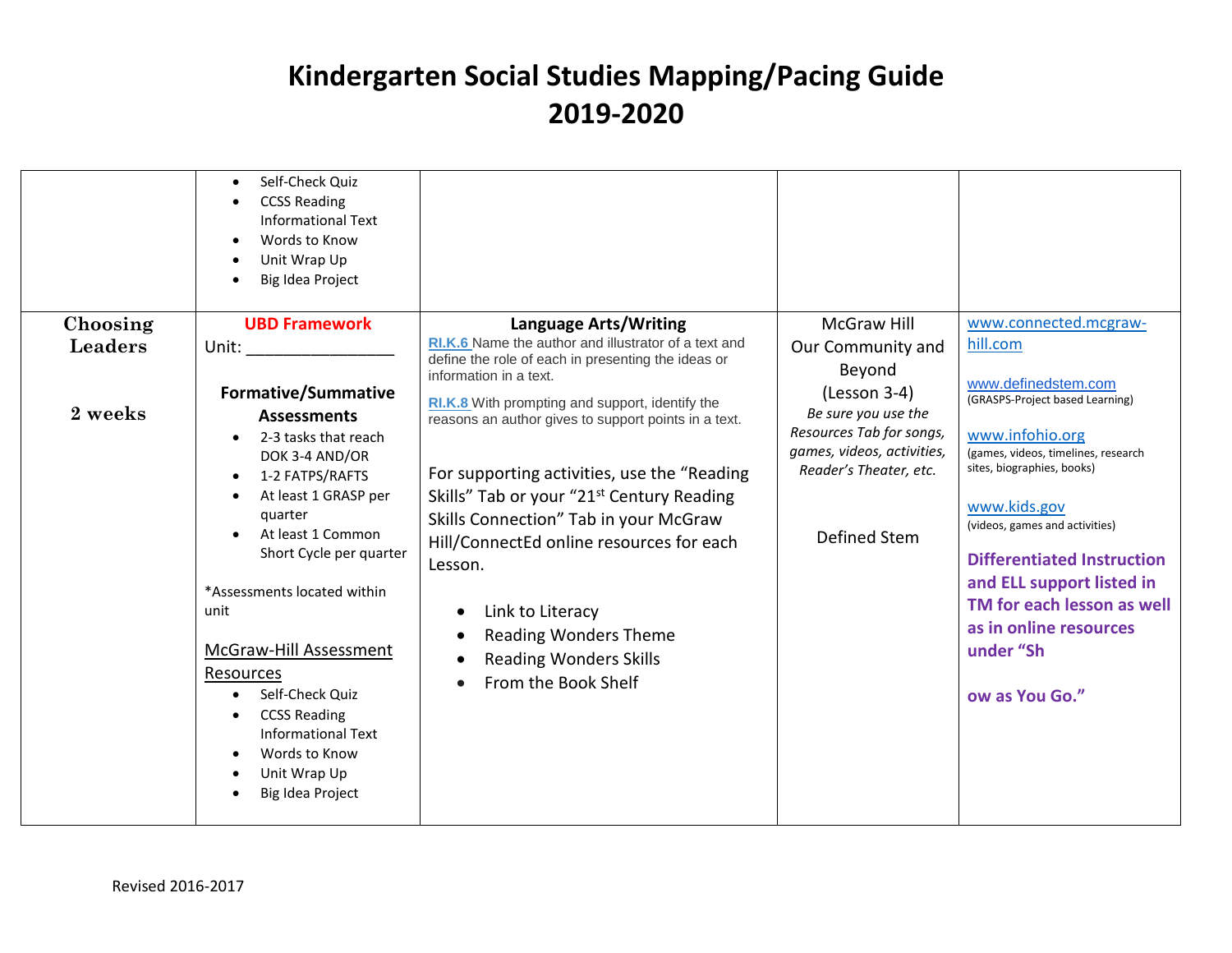# Kindergarten Social Studies Mapping/Pacing Guide 2019-2020

| | | | | |
|---|---|---|---|---|
| | • Self-Check Quiz<br>• CCSS Reading Informational Text<br>• Words to Know<br>• Unit Wrap Up<br>• Big Idea Project | | | |
| **Choosing Leaders**<br><br>**2 weeks** | **UBD Framework**<br>Unit: ________________<br><br>**Formative/Summative Assessments**<br>• 2-3 tasks that reach DOK 3-4 AND/OR<br>• 1-2 FATPS/RAFTS<br>• At least 1 GRASP per quarter<br>• At least 1 Common Short Cycle per quarter<br><br>*Assessments located within unit<br><br>McGraw-Hill Assessment Resources<br>• Self-Check Quiz<br>• CCSS Reading Informational Text<br>• Words to Know<br>• Unit Wrap Up<br>• Big Idea Project | **Language Arts/Writing**<br>**RI.K.6** Name the author and illustrator of a text and define the role of each in presenting the ideas or information in a text.<br><br>**RI.K.8** With prompting and support, identify the reasons an author gives to support points in a text.<br><br>For supporting activities, use the "Reading Skills" Tab or your "21st Century Reading Skills Connection" Tab in your McGraw Hill/ConnectEd online resources for each Lesson.<br><br>• Link to Literacy<br>• Reading Wonders Theme<br>• Reading Wonders Skills<br>• From the Book Shelf | McGraw Hill<br>Our Community and Beyond<br>(Lesson 3-4)<br>*Be sure you use the Resources Tab for songs, games, videos, activities, Reader's Theater, etc.*<br><br>Defined Stem | www.connected.mcgraw-hill.com<br><br>www.definedstem.com<br>(GRASPS-Project based Learning)<br><br>www.infohio.org<br>(games, videos, timelines, research sites, biographies, books)<br><br>www.kids.gov<br>(videos, games and activities)<br><br>**Differentiated Instruction and ELL support listed in TM for each lesson as well as in online resources under "Show as You Go."** |

Revised 2016-2017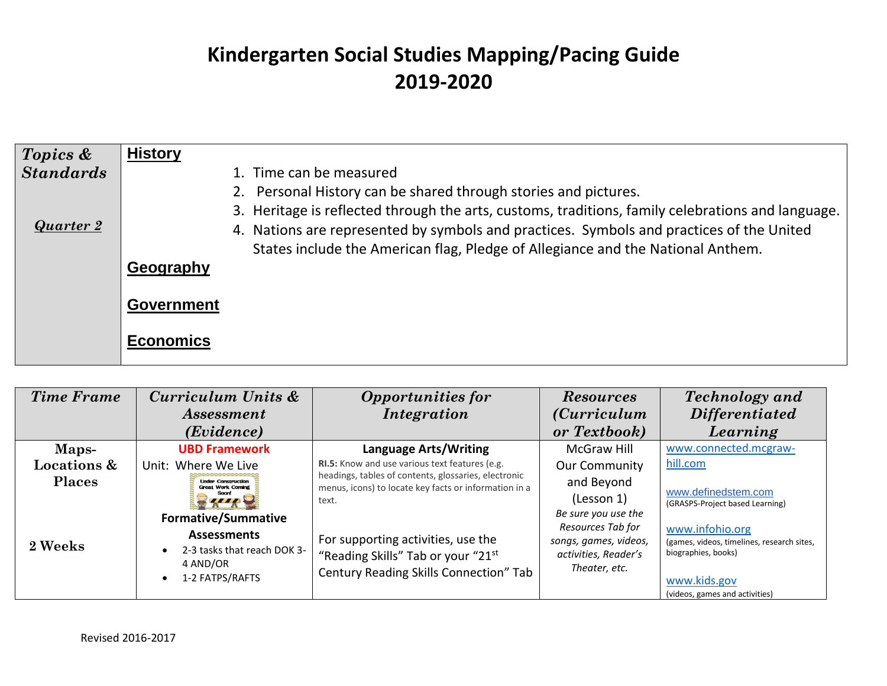# Kindergarten Social Studies Mapping/Pacing Guide
# 2019-2020

| *Topics & Standards*<br><br>*Quarter 2* | **History**<br>1. Time can be measured<br>2. Personal History can be shared through stories and pictures.<br>3. Heritage is reflected through the arts, customs, traditions, family celebrations and language.<br>4. Nations are represented by symbols and practices. Symbols and practices of the United States include the American flag, Pledge of Allegiance and the National Anthem.<br>**Geography**<br>**Government**<br>**Economics** |
|---|---|

| *Time Frame* | *Curriculum Units & Assessment (Evidence)* | *Opportunities for Integration* | *Resources (Curriculum or Textbook)* | *Technology and Differentiated Learning* |
|---|---|---|---|---|
| **Maps-Locations & Places**<br><br>**2 Weeks** | **UBD Framework**<br>Unit: Where We Live<br>Under Construction Great Work Coming Soon!<br>**Formative/Summative Assessments**<br>• 2-3 tasks that reach DOK 3-4 AND/OR<br>• 1-2 FATPS/RAFTS | **Language Arts/Writing**<br>**RI.5:** Know and use various text features (e.g. headings, tables of contents, glossaries, electronic menus, icons) to locate key facts or information in a text.<br><br>For supporting activities, use the "Reading Skills" Tab or your "21st Century Reading Skills Connection" Tab | McGraw Hill Our Community and Beyond (Lesson 1)<br>*Be sure you use the Resources Tab for songs, games, videos, activities, Reader's Theater, etc.* | www.connected.mcgraw-hill.com<br><br>www.definedstem.com<br>(GRASPS-Project based Learning)<br><br>www.infohio.org<br>(games, videos, timelines, research sites, biographies, books)<br><br>www.kids.gov<br>(videos, games and activities) |

Revised 2016-2017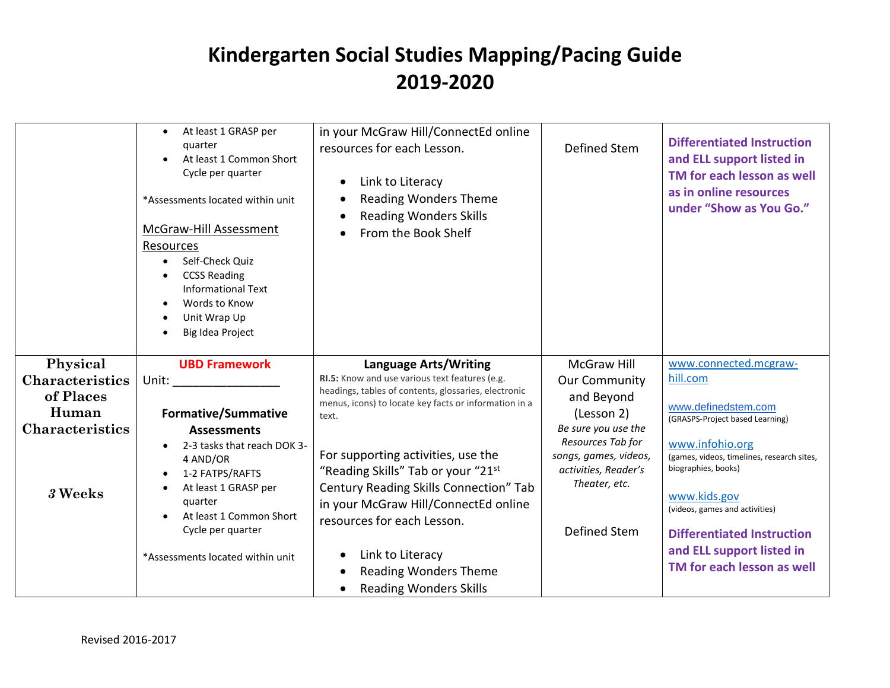# Kindergarten Social Studies Mapping/Pacing Guide
# 2019-2020

| | | | | |
|---|---|---|---|---|
| | • At least 1 GRASP per quarter<br>• At least 1 Common Short Cycle per quarter<br><br>*Assessments located within unit<br><br>McGraw-Hill Assessment Resources<br>• Self-Check Quiz<br>• CCSS Reading Informational Text<br>• Words to Know<br>• Unit Wrap Up<br>• Big Idea Project | in your McGraw Hill/ConnectEd online resources for each Lesson.<br><br>• Link to Literacy<br>• Reading Wonders Theme<br>• Reading Wonders Skills<br>• From the Book Shelf | Defined Stem | **Differentiated Instruction and ELL support listed in TM for each lesson as well as in online resources under "Show as You Go."** |
| **Physical Characteristics of Places Human Characteristics**<br><br>***3* Weeks** | **UBD Framework**<br>Unit: ________________<br><br>**Formative/Summative Assessments**<br>• 2-3 tasks that reach DOK 3-4 AND/OR<br>• 1-2 FATPS/RAFTS<br>• At least 1 GRASP per quarter<br>• At least 1 Common Short Cycle per quarter<br><br>*Assessments located within unit | **Language Arts/Writing**<br>**RI.5:** Know and use various text features (e.g. headings, tables of contents, glossaries, electronic menus, icons) to locate key facts or information in a text.<br><br>For supporting activities, use the "Reading Skills" Tab or your "21st Century Reading Skills Connection" Tab in your McGraw Hill/ConnectEd online resources for each Lesson.<br><br>• Link to Literacy<br>• Reading Wonders Theme<br>• Reading Wonders Skills | McGraw Hill Our Community and Beyond (Lesson 2)<br>*Be sure you use the Resources Tab for songs, games, videos, activities, Reader's Theater, etc.*<br><br>Defined Stem | www.connected.mcgraw-hill.com<br><br>www.definedstem.com<br>(GRASPS-Project based Learning)<br><br>www.infohio.org<br>(games, videos, timelines, research sites, biographies, books)<br><br>www.kids.gov<br>(videos, games and activities)<br><br>**Differentiated Instruction and ELL support listed in TM for each lesson as well** |

Revised 2016-2017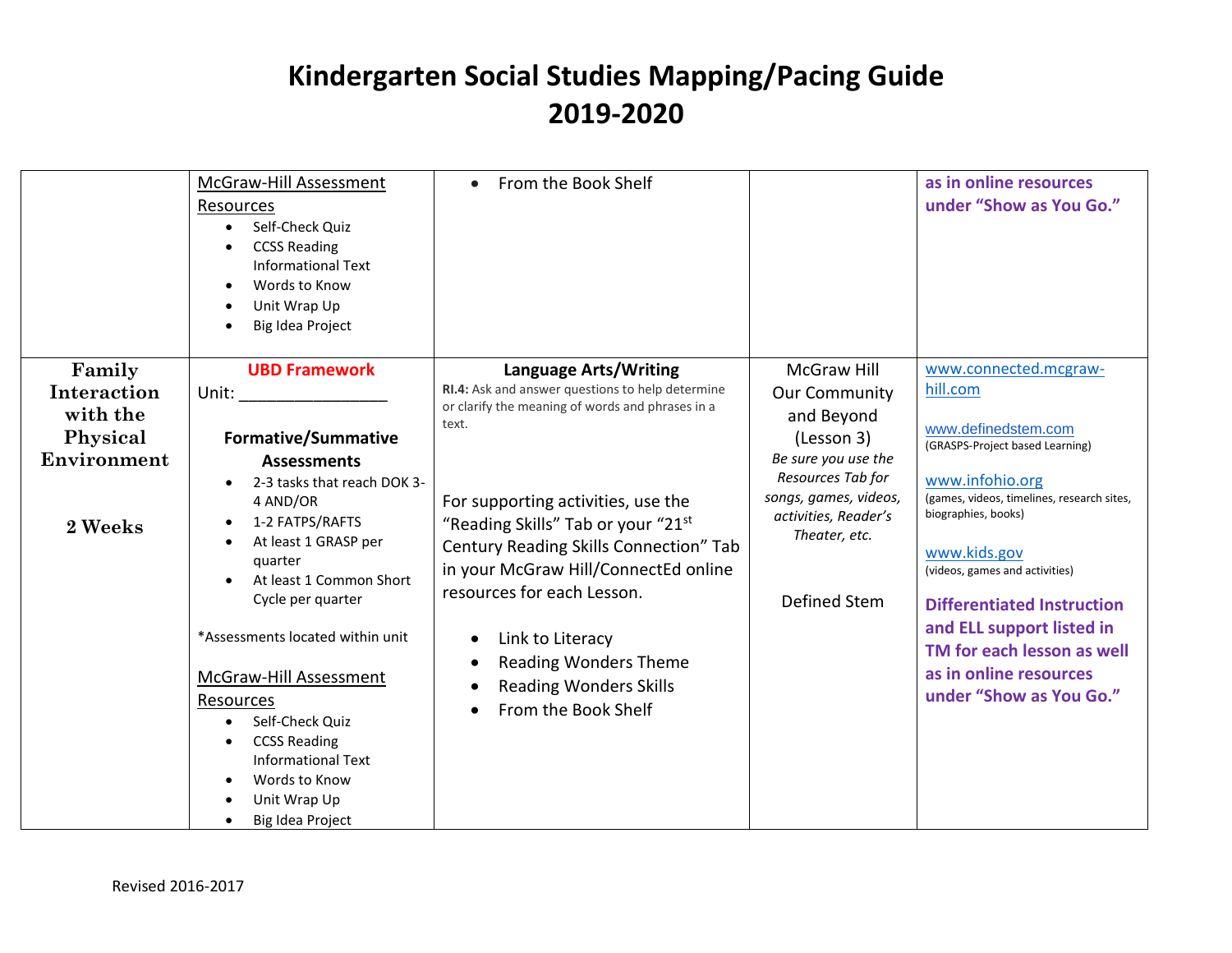# Kindergarten Social Studies Mapping/Pacing Guide 2019-2020

| | | | | |
|---|---|---|---|---|
| | McGraw-Hill Assessment Resources<br>• Self-Check Quiz<br>• CCSS Reading Informational Text<br>• Words to Know<br>• Unit Wrap Up<br>• Big Idea Project | • From the Book Shelf | | **as in online resources under "Show as You Go."** |
| **Family Interaction with the Physical Environment**<br><br>**2 Weeks** | **UBD Framework**<br>Unit: ______________<br><br>**Formative/Summative Assessments**<br>• 2-3 tasks that reach DOK 3-4 AND/OR<br>• 1-2 FATPS/RAFTS<br>• At least 1 GRASP per quarter<br>• At least 1 Common Short Cycle per quarter<br><br>*Assessments located within unit<br><br>McGraw-Hill Assessment Resources<br>• Self-Check Quiz<br>• CCSS Reading Informational Text<br>• Words to Know<br>• Unit Wrap Up<br>• Big Idea Project | **Language Arts/Writing**<br>**RI.4:** Ask and answer questions to help determine or clarify the meaning of words and phrases in a text.<br><br>For supporting activities, use the "Reading Skills" Tab or your "21st Century Reading Skills Connection" Tab in your McGraw Hill/ConnectEd online resources for each Lesson.<br><br>• Link to Literacy<br>• Reading Wonders Theme<br>• Reading Wonders Skills<br>• From the Book Shelf | McGraw Hill Our Community and Beyond (Lesson 3)<br>*Be sure you use the Resources Tab for songs, games, videos, activities, Reader's Theater, etc.*<br><br>Defined Stem | www.connected.mcgraw-hill.com<br><br>www.definedstem.com<br>(GRASPS-Project based Learning)<br><br>www.infohio.org<br>(games, videos, timelines, research sites, biographies, books)<br><br>www.kids.gov<br>(videos, games and activities)<br><br>**Differentiated Instruction and ELL support listed in TM for each lesson as well as in online resources under "Show as You Go."** |

Revised 2016-2017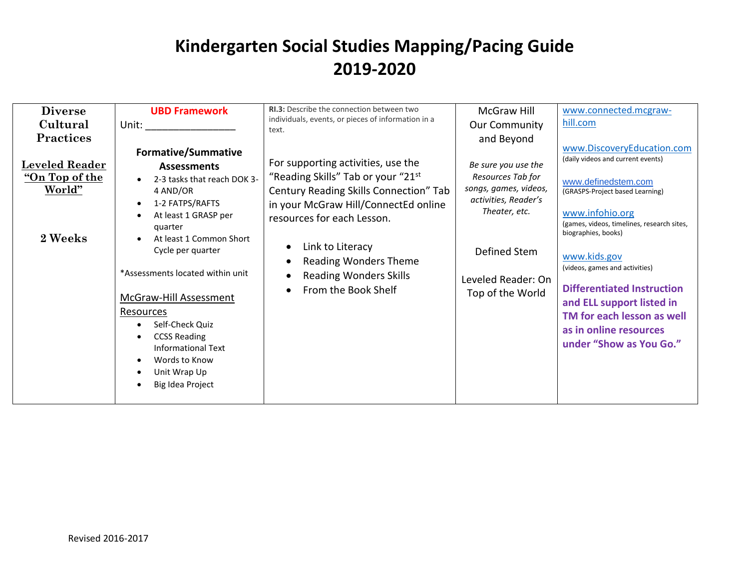# Kindergarten Social Studies Mapping/Pacing Guide
# 2019-2020

| | | | | |
|---|---|---|---|---|
| **Diverse Cultural Practices**<br><br>**Leveled Reader "On Top of the World"**<br><br>**2 Weeks** | **UBD Framework**<br>Unit: ________________<br><br>**Formative/Summative Assessments**<br>• 2-3 tasks that reach DOK 3-4 AND/OR<br>• 1-2 FATPS/RAFTS<br>• At least 1 GRASP per quarter<br>• At least 1 Common Short Cycle per quarter<br><br>*Assessments located within unit<br><br>McGraw-Hill Assessment Resources<br>• Self-Check Quiz<br>• CCSS Reading Informational Text<br>• Words to Know<br>• Unit Wrap Up<br>• Big Idea Project | **RI.3:** Describe the connection between two individuals, events, or pieces of information in a text.<br><br>For supporting activities, use the "Reading Skills" Tab or your "21st Century Reading Skills Connection" Tab in your McGraw Hill/ConnectEd online resources for each Lesson.<br><br>• Link to Literacy<br>• Reading Wonders Theme<br>• Reading Wonders Skills<br>• From the Book Shelf | McGraw Hill Our Community and Beyond<br><br>*Be sure you use the Resources Tab for songs, games, videos, activities, Reader's Theater, etc.*<br><br>Defined Stem<br><br>Leveled Reader: On Top of the World | www.connected.mcgraw-hill.com<br><br>www.DiscoveryEducation.com (daily videos and current events)<br><br>www.definedstem.com (GRASPS-Project based Learning)<br><br>www.infohio.org (games, videos, timelines, research sites, biographies, books)<br><br>www.kids.gov (videos, games and activities)<br><br>**Differentiated Instruction and ELL support listed in TM for each lesson as well as in online resources under "Show as You Go."** |

Revised 2016-2017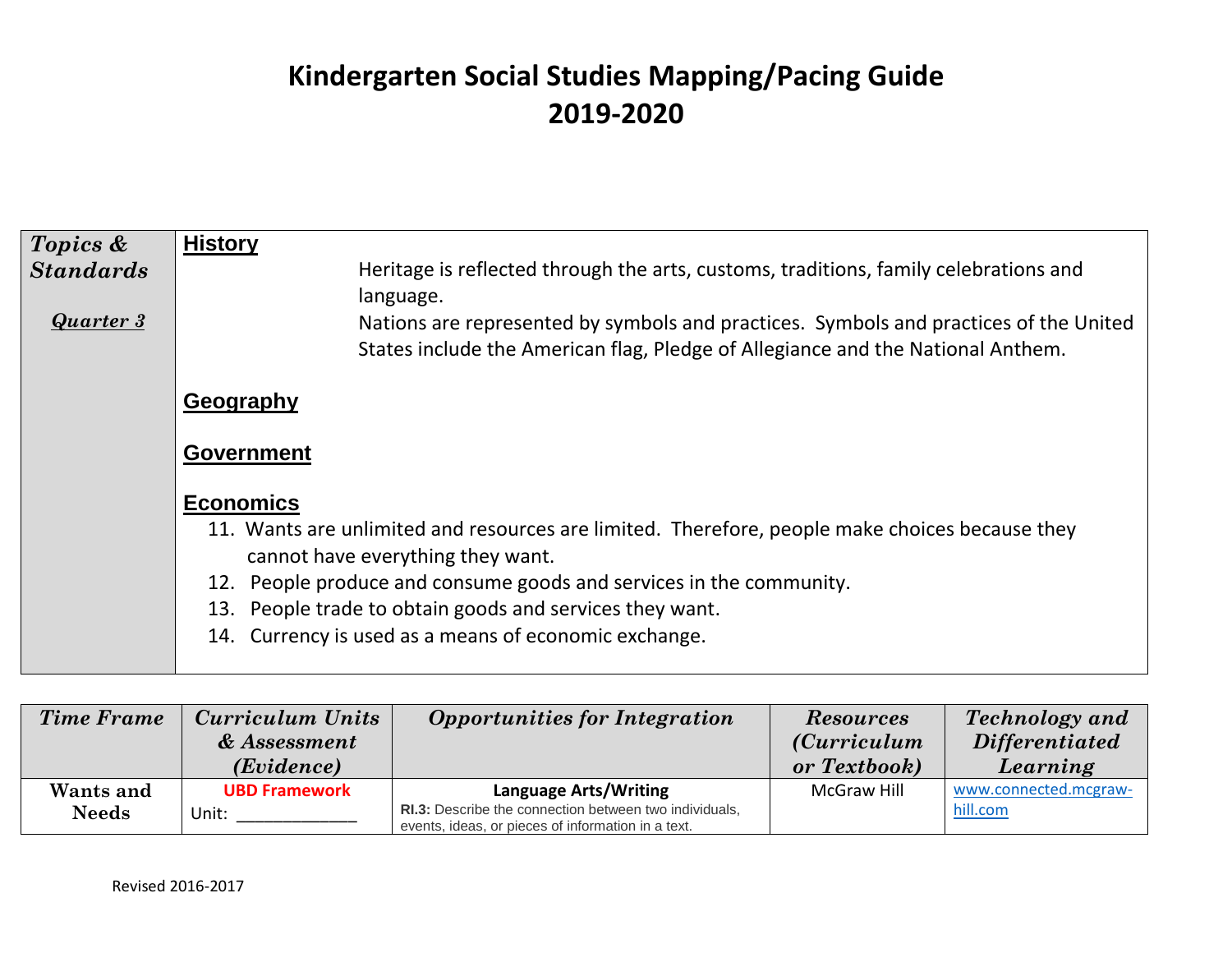# Kindergarten Social Studies Mapping/Pacing Guide
# 2019-2020

| *Topics & Standards* <br><br> ***Quarter 3*** | **History** <br> Heritage is reflected through the arts, customs, traditions, family celebrations and language. <br> Nations are represented by symbols and practices. Symbols and practices of the United States include the American flag, Pledge of Allegiance and the National Anthem. <br><br> **Geography** <br><br> **Government** <br><br> **Economics** <br> 11. Wants are unlimited and resources are limited. Therefore, people make choices because they cannot have everything they want. <br> 12. People produce and consume goods and services in the community. <br> 13. People trade to obtain goods and services they want. <br> 14. Currency is used as a means of economic exchange. |
|---|---|

| *Time Frame* | *Curriculum Units & Assessment (Evidence)* | *Opportunities for Integration* | *Resources (Curriculum or Textbook)* | *Technology and Differentiated Learning* |
|---|---|---|---|---|
| **Wants and Needs** | **UBD Framework** <br> Unit: ____________ | **Language Arts/Writing** <br> **RI.3:** Describe the connection between two individuals, events, ideas, or pieces of information in a text. | McGraw Hill | www.connected.mcgraw-hill.com |

Revised 2016-2017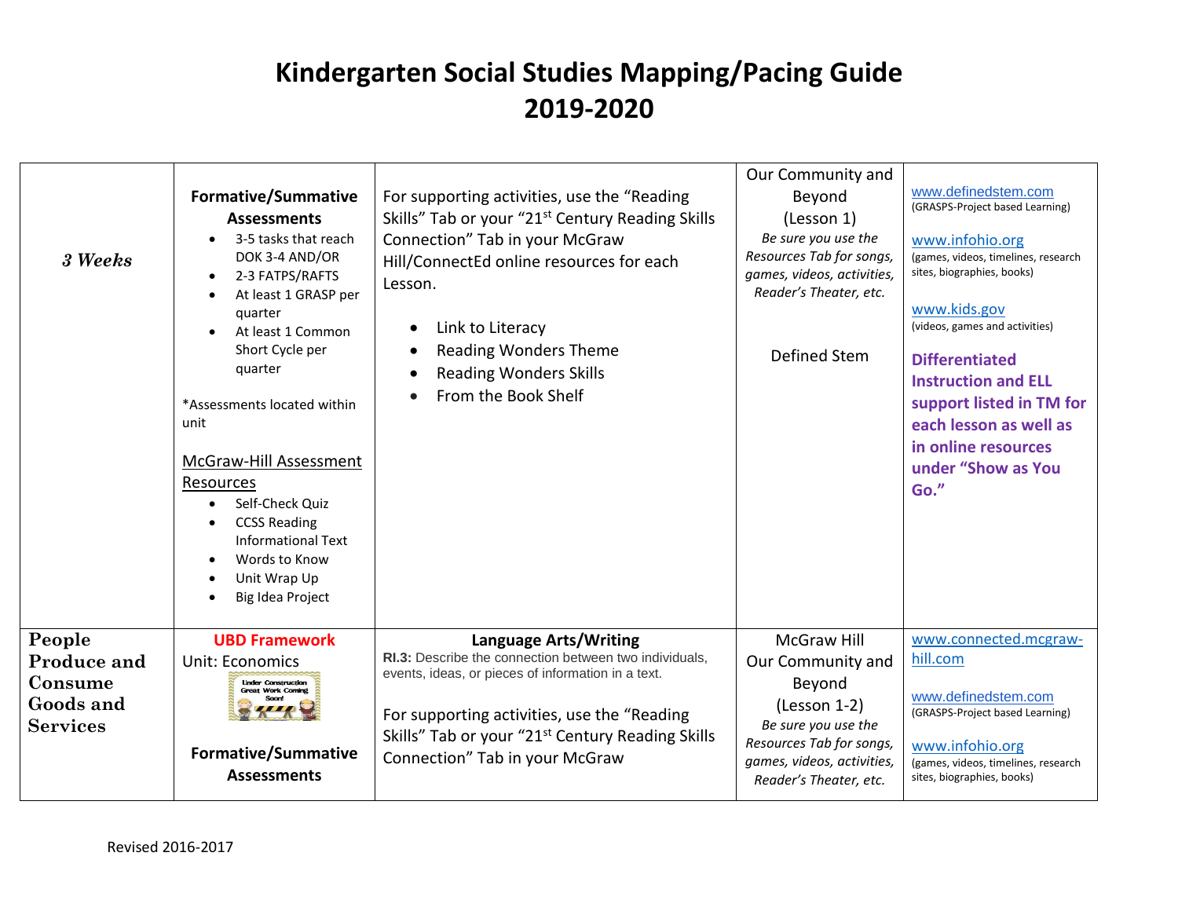# Kindergarten Social Studies Mapping/Pacing Guide 2019-2020

| | | | | |
|---|---|---|---|---|
| *3 Weeks* | **Formative/Summative Assessments**<br>• 3-5 tasks that reach DOK 3-4 AND/OR<br>• 2-3 FATPS/RAFTS<br>• At least 1 GRASP per quarter<br>• At least 1 Common Short Cycle per quarter<br><br>*Assessments located within unit<br><br>McGraw-Hill Assessment Resources<br>• Self-Check Quiz<br>• CCSS Reading Informational Text<br>• Words to Know<br>• Unit Wrap Up<br>• Big Idea Project | For supporting activities, use the "Reading Skills" Tab or your "21st Century Reading Skills Connection" Tab in your McGraw Hill/ConnectEd online resources for each Lesson.<br><br>• Link to Literacy<br>• Reading Wonders Theme<br>• Reading Wonders Skills<br>• From the Book Shelf | Our Community and Beyond (Lesson 1)<br>*Be sure you use the Resources Tab for songs, games, videos, activities, Reader's Theater, etc.*<br><br>Defined Stem | www.definedstem.com (GRASPS-Project based Learning)<br><br>www.infohio.org (games, videos, timelines, research sites, biographies, books)<br><br>www.kids.gov (videos, games and activities)<br><br>**Differentiated Instruction and ELL support listed in TM for each lesson as well as in online resources under "Show as You Go."** |
| **People Produce and Consume Goods and Services** | **UBD Framework**<br>Unit: Economics<br>Under Construction Great Work Coming Soon!<br><br>**Formative/Summative Assessments** | **Language Arts/Writing**<br>**RI.3:** Describe the connection between two individuals, events, ideas, or pieces of information in a text.<br><br>For supporting activities, use the "Reading Skills" Tab or your "21st Century Reading Skills Connection" Tab in your McGraw | McGraw Hill Our Community and Beyond (Lesson 1-2)<br>*Be sure you use the Resources Tab for songs, games, videos, activities, Reader's Theater, etc.* | www.connected.mcgraw-hill.com<br><br>www.definedstem.com (GRASPS-Project based Learning)<br><br>www.infohio.org (games, videos, timelines, research sites, biographies, books) |

Revised 2016-2017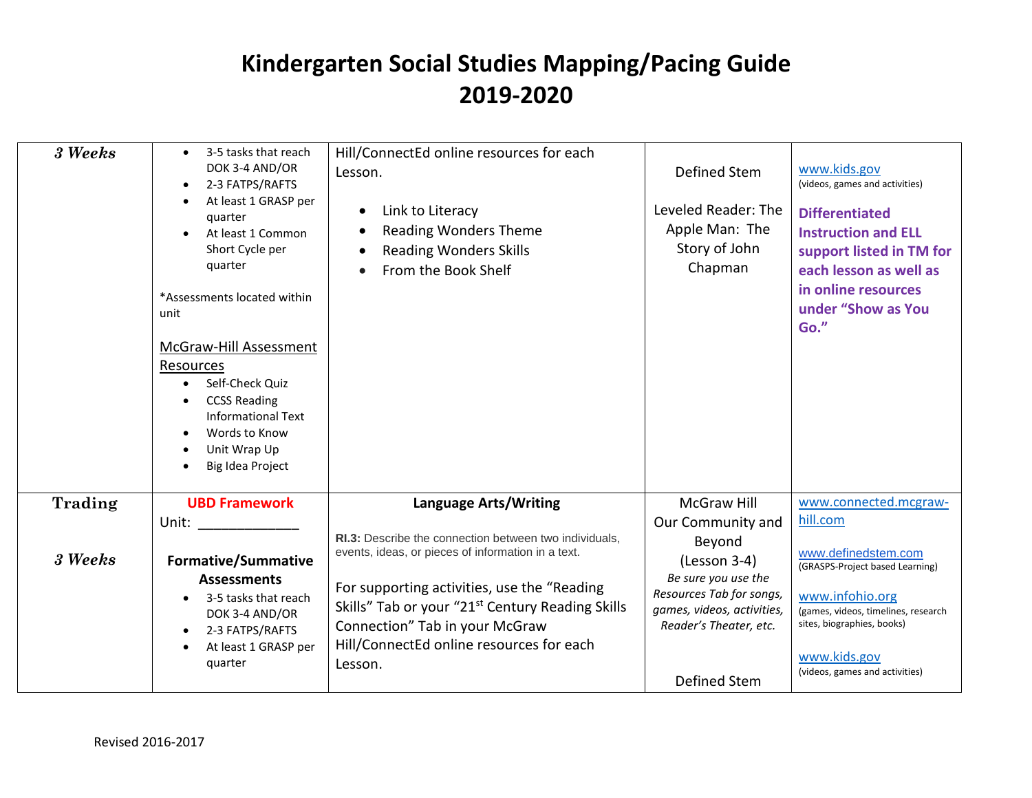# Kindergarten Social Studies Mapping/Pacing Guide
# 2019-2020

| | | | | |
|---|---|---|---|---|
| ***3 Weeks*** | • 3-5 tasks that reach DOK 3-4 AND/OR<br>• 2-3 FATPS/RAFTS<br>• At least 1 GRASP per quarter<br>• At least 1 Common Short Cycle per quarter<br><br>*Assessments located within unit<br><br>McGraw-Hill Assessment Resources<br>• Self-Check Quiz<br>• CCSS Reading Informational Text<br>• Words to Know<br>• Unit Wrap Up<br>• Big Idea Project | Hill/ConnectEd online resources for each Lesson.<br><br>• Link to Literacy<br>• Reading Wonders Theme<br>• Reading Wonders Skills<br>• From the Book Shelf | Defined Stem<br><br>Leveled Reader: The Apple Man: The Story of John Chapman | www.kids.gov (videos, games and activities)<br><br>**Differentiated Instruction and ELL support listed in TM for each lesson as well as in online resources under "Show as You Go."** |
| **Trading**<br><br>***3 Weeks*** | **UBD Framework**<br>Unit: _____________<br><br>**Formative/Summative Assessments**<br>• 3-5 tasks that reach DOK 3-4 AND/OR<br>• 2-3 FATPS/RAFTS<br>• At least 1 GRASP per quarter | **Language Arts/Writing**<br><br>**RI.3:** Describe the connection between two individuals, events, ideas, or pieces of information in a text.<br><br>For supporting activities, use the "Reading Skills" Tab or your "21st Century Reading Skills Connection" Tab in your McGraw Hill/ConnectEd online resources for each Lesson. | McGraw Hill Our Community and Beyond (Lesson 3-4)<br>*Be sure you use the Resources Tab for songs, games, videos, activities, Reader's Theater, etc.*<br><br>Defined Stem | www.connected.mcgraw-hill.com<br><br>www.definedstem.com (GRASPS-Project based Learning)<br><br>www.infohio.org (games, videos, timelines, research sites, biographies, books)<br><br>www.kids.gov (videos, games and activities) |

Revised 2016-2017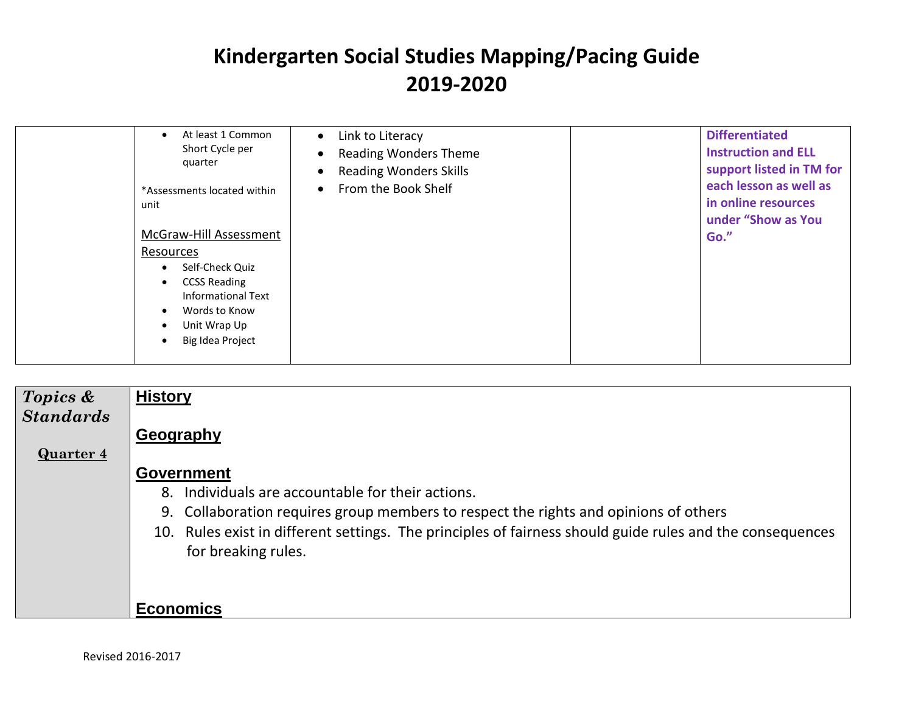# Kindergarten Social Studies Mapping/Pacing Guide
# 2019-2020

| | | | | |
|---|---|---|---|---|
| | • At least 1 Common Short Cycle per quarter<br><br>*Assessments located within unit<br><br>McGraw-Hill Assessment Resources<br>• Self-Check Quiz<br>• CCSS Reading Informational Text<br>• Words to Know<br>• Unit Wrap Up<br>• Big Idea Project | • Link to Literacy<br>• Reading Wonders Theme<br>• Reading Wonders Skills<br>• From the Book Shelf | | **Differentiated Instruction and ELL support listed in TM for each lesson as well as in online resources under "Show as You Go."** |

| | |
|---|---|
| ***Topics & Standards***<br><br>**Quarter 4** | **History**<br><br>**Geography**<br><br>**Government**<br>8. Individuals are accountable for their actions.<br>9. Collaboration requires group members to respect the rights and opinions of others<br>10. Rules exist in different settings. The principles of fairness should guide rules and the consequences for breaking rules.<br><br>**Economics** |

Revised 2016-2017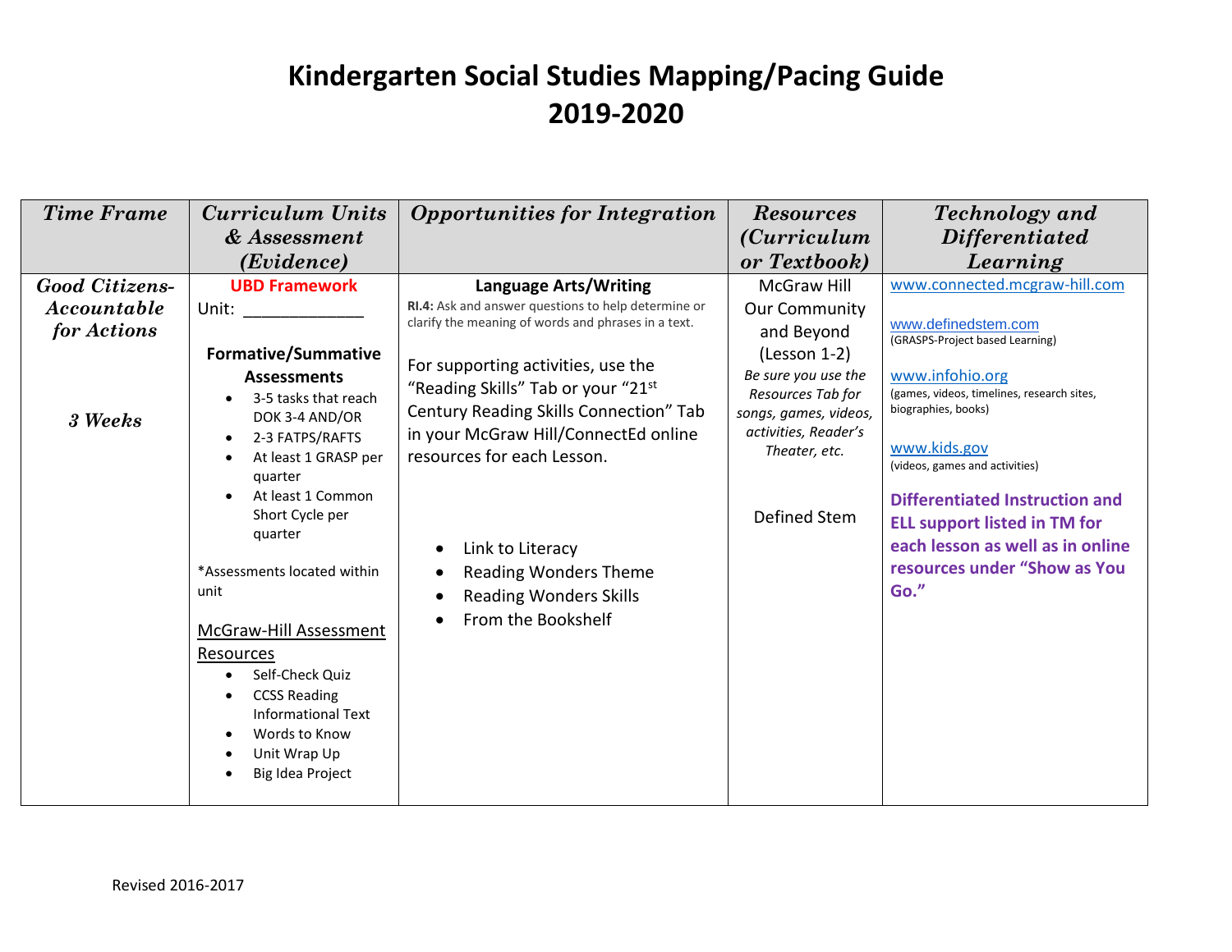# Kindergarten Social Studies Mapping/Pacing Guide
# 2019-2020

| *Time Frame* | *Curriculum Units & Assessment (Evidence)* | *Opportunities for Integration* | *Resources (Curriculum or Textbook)* | *Technology and Differentiated Learning* |
|---|---|---|---|---|
| ***Good Citizens- Accountable for Actions***<br><br>***3 Weeks*** | **UBD Framework**<br>Unit: ____________<br><br>**Formative/Summative Assessments**<br>• 3-5 tasks that reach DOK 3-4 AND/OR<br>• 2-3 FATPS/RAFTS<br>• At least 1 GRASP per quarter<br>• At least 1 Common Short Cycle per quarter<br><br>*Assessments located within unit<br><br>McGraw-Hill Assessment Resources<br>• Self-Check Quiz<br>• CCSS Reading Informational Text<br>• Words to Know<br>• Unit Wrap Up<br>• Big Idea Project | **Language Arts/Writing**<br>**RI.4:** Ask and answer questions to help determine or clarify the meaning of words and phrases in a text.<br><br>For supporting activities, use the "Reading Skills" Tab or your "21st Century Reading Skills Connection" Tab in your McGraw Hill/ConnectEd online resources for each Lesson.<br><br>• Link to Literacy<br>• Reading Wonders Theme<br>• Reading Wonders Skills<br>• From the Bookshelf | McGraw Hill Our Community and Beyond (Lesson 1-2)<br>*Be sure you use the Resources Tab for songs, games, videos, activities, Reader's Theater, etc.*<br><br>Defined Stem | www.connected.mcgraw-hill.com<br><br>www.definedstem.com<br>(GRASPS-Project based Learning)<br><br>www.infohio.org<br>(games, videos, timelines, research sites, biographies, books)<br><br>www.kids.gov<br>(videos, games and activities)<br><br>**Differentiated Instruction and ELL support listed in TM for each lesson as well as in online resources under "Show as You Go."** |

Revised 2016-2017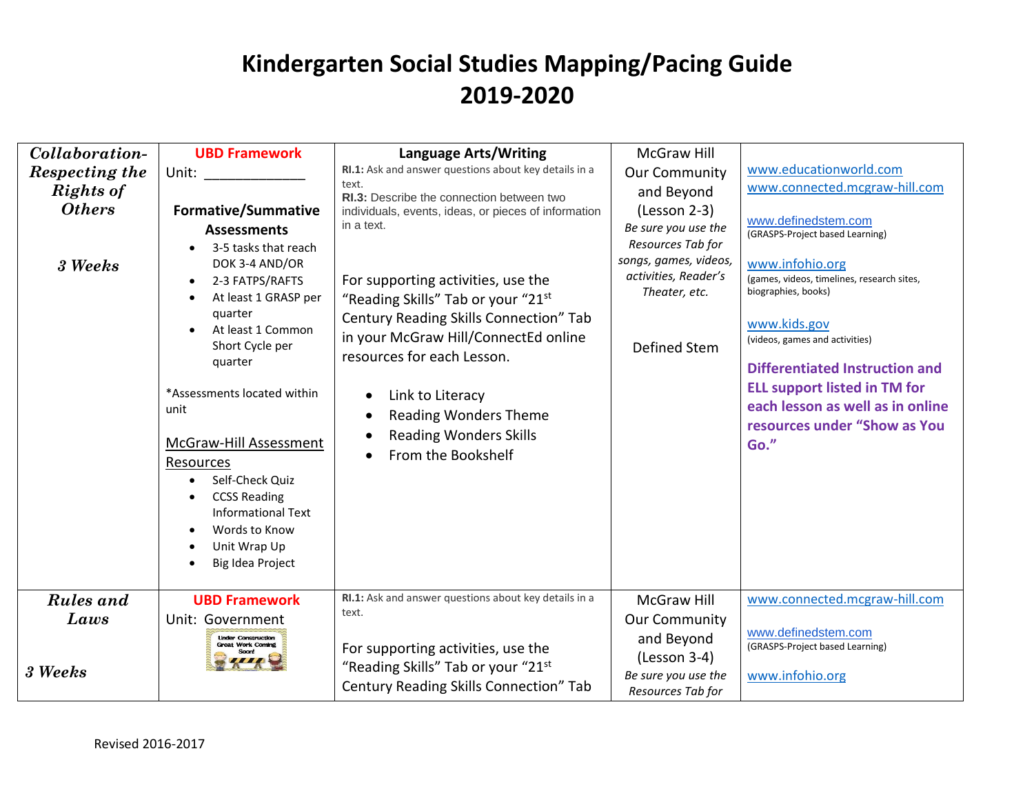# Kindergarten Social Studies Mapping/Pacing Guide 2019-2020

| | | | | |
|---|---|---|---|---|
| ***Collaboration-Respecting the Rights of Others***<br><br>***3 Weeks*** | **UBD Framework**<br>Unit: ____________<br><br>**Formative/Summative Assessments**<br>• 3-5 tasks that reach DOK 3-4 AND/OR<br>• 2-3 FATPS/RAFTS<br>• At least 1 GRASP per quarter<br>• At least 1 Common Short Cycle per quarter<br><br>*Assessments located within unit<br><br>McGraw-Hill Assessment Resources<br>• Self-Check Quiz<br>• CCSS Reading Informational Text<br>• Words to Know<br>• Unit Wrap Up<br>• Big Idea Project | **Language Arts/Writing**<br>**RI.1:** Ask and answer questions about key details in a text.<br>**RI.3:** Describe the connection between two individuals, events, ideas, or pieces of information in a text.<br><br>For supporting activities, use the "Reading Skills" Tab or your "21st Century Reading Skills Connection" Tab in your McGraw Hill/ConnectEd online resources for each Lesson.<br><br>• Link to Literacy<br>• Reading Wonders Theme<br>• Reading Wonders Skills<br>• From the Bookshelf | McGraw Hill Our Community and Beyond (Lesson 2-3)<br>*Be sure you use the Resources Tab for songs, games, videos, activities, Reader's Theater, etc.*<br><br>Defined Stem | www.educationworld.com<br>www.connected.mcgraw-hill.com<br><br>www.definedstem.com<br>(GRASPS-Project based Learning)<br><br>www.infohio.org<br>(games, videos, timelines, research sites, biographies, books)<br><br>www.kids.gov<br>(videos, games and activities)<br><br>**Differentiated Instruction and ELL support listed in TM for each lesson as well as in online resources under "Show as You Go."** |
| ***Rules and Laws***<br><br>***3 Weeks*** | **UBD Framework**<br>Unit: Government<br>Under Construction Great Work Coming Soon! | **RI.1:** Ask and answer questions about key details in a text.<br><br>For supporting activities, use the "Reading Skills" Tab or your "21st Century Reading Skills Connection" Tab | McGraw Hill Our Community and Beyond (Lesson 3-4)<br>*Be sure you use the Resources Tab for* | www.connected.mcgraw-hill.com<br><br>www.definedstem.com<br>(GRASPS-Project based Learning)<br><br>www.infohio.org |

Revised 2016-2017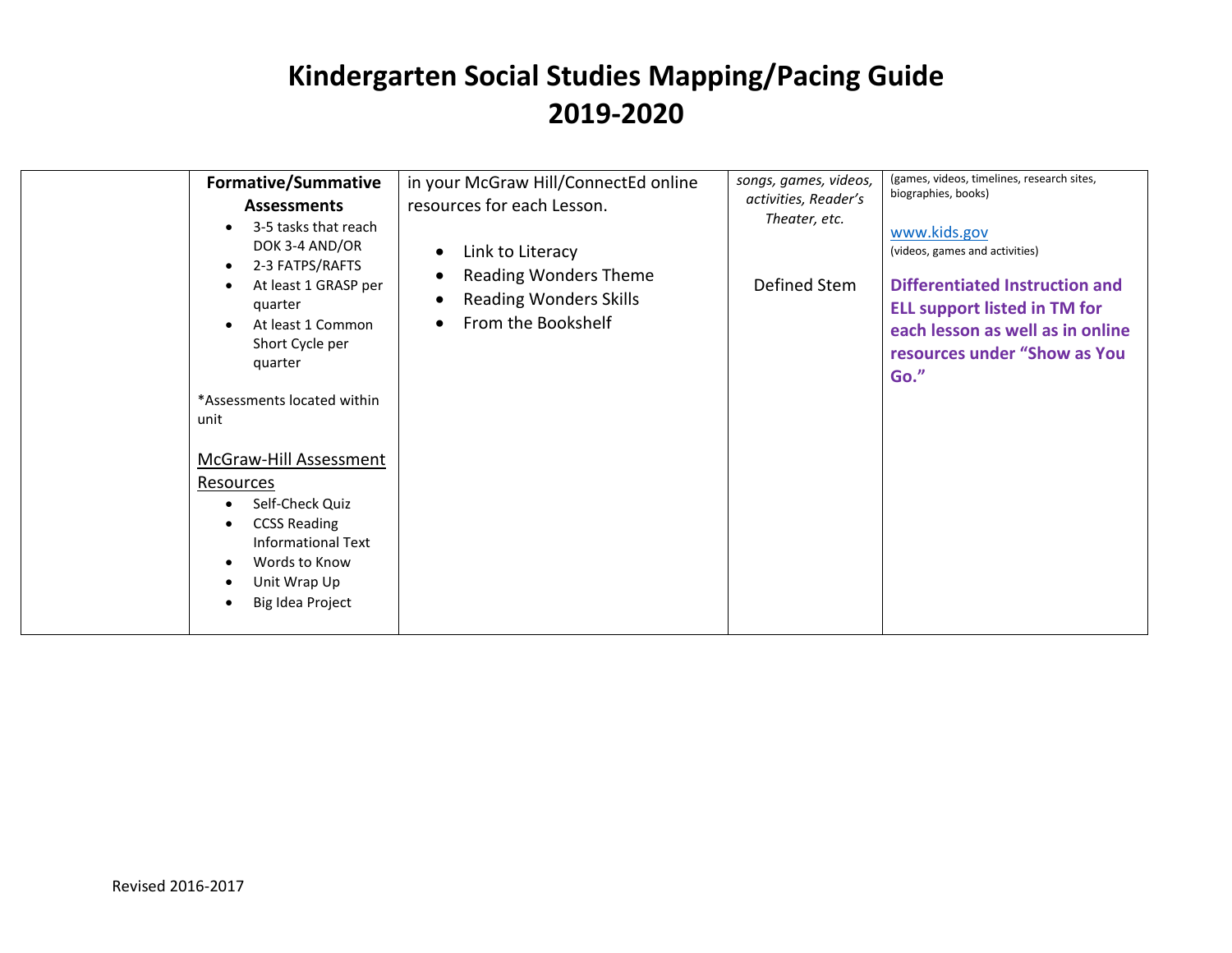# Kindergarten Social Studies Mapping/Pacing Guide 2019-2020

| | | | | |
|---|---|---|---|---|
| | **Formative/Summative Assessments**<br>• 3-5 tasks that reach DOK 3-4 AND/OR<br>• 2-3 FATPS/RAFTS<br>• At least 1 GRASP per quarter<br>• At least 1 Common Short Cycle per quarter<br><br>*Assessments located within unit<br><br>McGraw-Hill Assessment Resources<br>• Self-Check Quiz<br>• CCSS Reading Informational Text<br>• Words to Know<br>• Unit Wrap Up<br>• Big Idea Project | in your McGraw Hill/ConnectEd online resources for each Lesson.<br><br>• Link to Literacy<br>• Reading Wonders Theme<br>• Reading Wonders Skills<br>• From the Bookshelf | *songs, games, videos, activities, Reader's Theater, etc.*<br><br>Defined Stem | (games, videos, timelines, research sites, biographies, books)<br><br>www.kids.gov<br>(videos, games and activities)<br><br>**Differentiated Instruction and ELL support listed in TM for each lesson as well as in online resources under "Show as You Go."** |

Revised 2016-2017